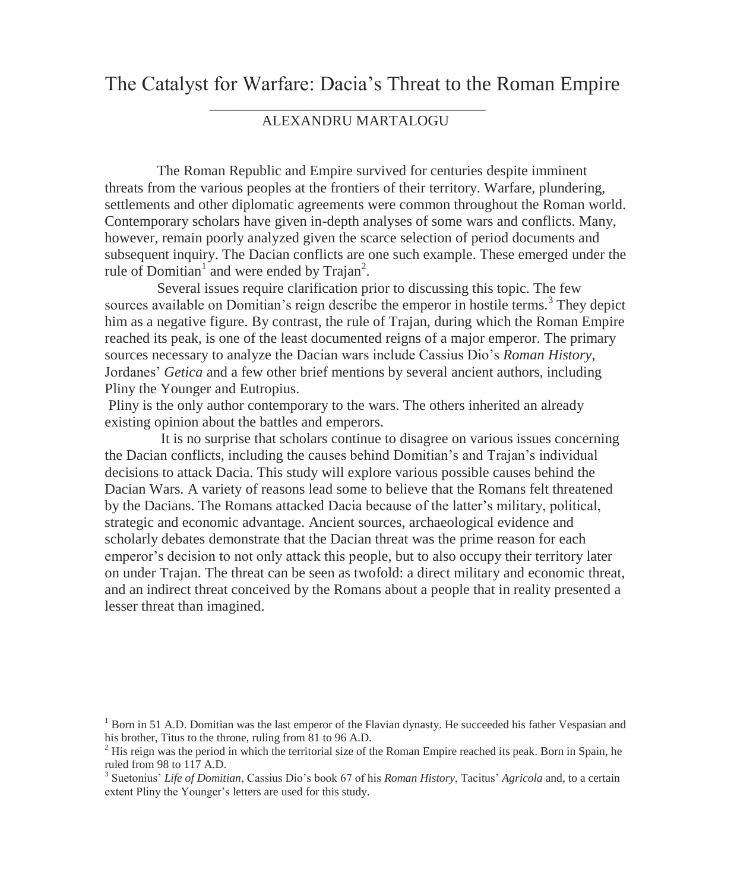# The Catalyst for Warfare: Dacia's Threat to the Roman Empire

ALEXANDRU MARTALOGU

The Roman Republic and Empire survived for centuries despite imminent threats from the various peoples at the frontiers of their territory. Warfare, plundering, settlements and other diplomatic agreements were common throughout the Roman world. Contemporary scholars have given in-depth analyses of some wars and conflicts. Many, however, remain poorly analyzed given the scarce selection of period documents and subsequent inquiry. The Dacian conflicts are one such example. These emerged under the rule of Domitian[1] and were ended by Trajan[2].

Several issues require clarification prior to discussing this topic. The few sources available on Domitian's reign describe the emperor in hostile terms.[3] They depict him as a negative figure. By contrast, the rule of Trajan, during which the Roman Empire reached its peak, is one of the least documented reigns of a major emperor. The primary sources necessary to analyze the Dacian wars include Cassius Dio's *Roman History*, Jordanes' *Getica* and a few other brief mentions by several ancient authors, including Pliny the Younger and Eutropius.

Pliny is the only author contemporary to the wars. The others inherited an already existing opinion about the battles and emperors.

It is no surprise that scholars continue to disagree on various issues concerning the Dacian conflicts, including the causes behind Domitian's and Trajan's individual decisions to attack Dacia. This study will explore various possible causes behind the Dacian Wars. A variety of reasons lead some to believe that the Romans felt threatened by the Dacians. The Romans attacked Dacia because of the latter's military, political, strategic and economic advantage. Ancient sources, archaeological evidence and scholarly debates demonstrate that the Dacian threat was the prime reason for each emperor's decision to not only attack this people, but to also occupy their territory later on under Trajan. The threat can be seen as twofold: a direct military and economic threat, and an indirect threat conceived by the Romans about a people that in reality presented a lesser threat than imagined.

---

[1] Born in 51 A.D. Domitian was the last emperor of the Flavian dynasty. He succeeded his father Vespasian and his brother, Titus to the throne, ruling from 81 to 96 A.D.

[2] His reign was the period in which the territorial size of the Roman Empire reached its peak. Born in Spain, he ruled from 98 to 117 A.D.

[3] Suetonius' *Life of Domitian*, Cassius Dio's book 67 of his *Roman History*, Tacitus' *Agricola* and, to a certain extent Pliny the Younger's letters are used for this study.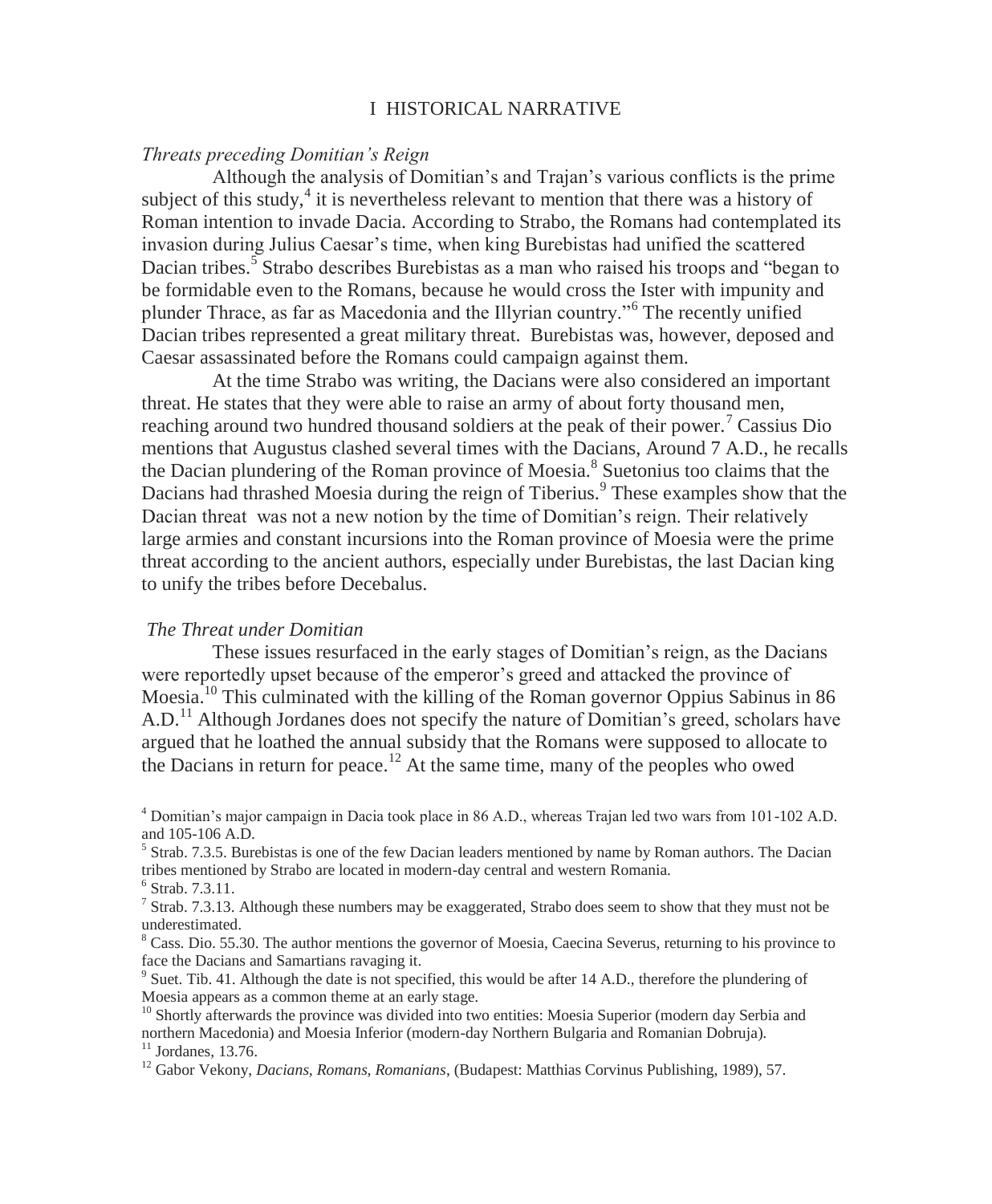# I HISTORICAL NARRATIVE

*Threats preceding Domitian's Reign*

Although the analysis of Domitian's and Trajan's various conflicts is the prime subject of this study,[4] it is nevertheless relevant to mention that there was a history of Roman intention to invade Dacia. According to Strabo, the Romans had contemplated its invasion during Julius Caesar's time, when king Burebistas had unified the scattered Dacian tribes.[5] Strabo describes Burebistas as a man who raised his troops and "began to be formidable even to the Romans, because he would cross the Ister with impunity and plunder Thrace, as far as Macedonia and the Illyrian country."[6] The recently unified Dacian tribes represented a great military threat. Burebistas was, however, deposed and Caesar assassinated before the Romans could campaign against them.

At the time Strabo was writing, the Dacians were also considered an important threat. He states that they were able to raise an army of about forty thousand men, reaching around two hundred thousand soldiers at the peak of their power.[7] Cassius Dio mentions that Augustus clashed several times with the Dacians, Around 7 A.D., he recalls the Dacian plundering of the Roman province of Moesia.[8] Suetonius too claims that the Dacians had thrashed Moesia during the reign of Tiberius.[9] These examples show that the Dacian threat was not a new notion by the time of Domitian's reign. Their relatively large armies and constant incursions into the Roman province of Moesia were the prime threat according to the ancient authors, especially under Burebistas, the last Dacian king to unify the tribes before Decebalus.

*The Threat under Domitian*

These issues resurfaced in the early stages of Domitian's reign, as the Dacians were reportedly upset because of the emperor's greed and attacked the province of Moesia.[10] This culminated with the killing of the Roman governor Oppius Sabinus in 86 A.D.[11] Although Jordanes does not specify the nature of Domitian's greed, scholars have argued that he loathed the annual subsidy that the Romans were supposed to allocate to the Dacians in return for peace.[12] At the same time, many of the peoples who owed

[4] Domitian's major campaign in Dacia took place in 86 A.D., whereas Trajan led two wars from 101-102 A.D. and 105-106 A.D.

[5] Strab. 7.3.5. Burebistas is one of the few Dacian leaders mentioned by name by Roman authors. The Dacian tribes mentioned by Strabo are located in modern-day central and western Romania.

[6] Strab. 7.3.11.

[7] Strab. 7.3.13. Although these numbers may be exaggerated, Strabo does seem to show that they must not be underestimated.

[8] Cass. Dio. 55.30. The author mentions the governor of Moesia, Caecina Severus, returning to his province to face the Dacians and Samartians ravaging it.

[9] Suet. Tib. 41. Although the date is not specified, this would be after 14 A.D., therefore the plundering of Moesia appears as a common theme at an early stage.

[10] Shortly afterwards the province was divided into two entities: Moesia Superior (modern day Serbia and northern Macedonia) and Moesia Inferior (modern-day Northern Bulgaria and Romanian Dobruja).

[11] Jordanes, 13.76.

[12] Gabor Vekony, *Dacians, Romans, Romanians*, (Budapest: Matthias Corvinus Publishing, 1989), 57.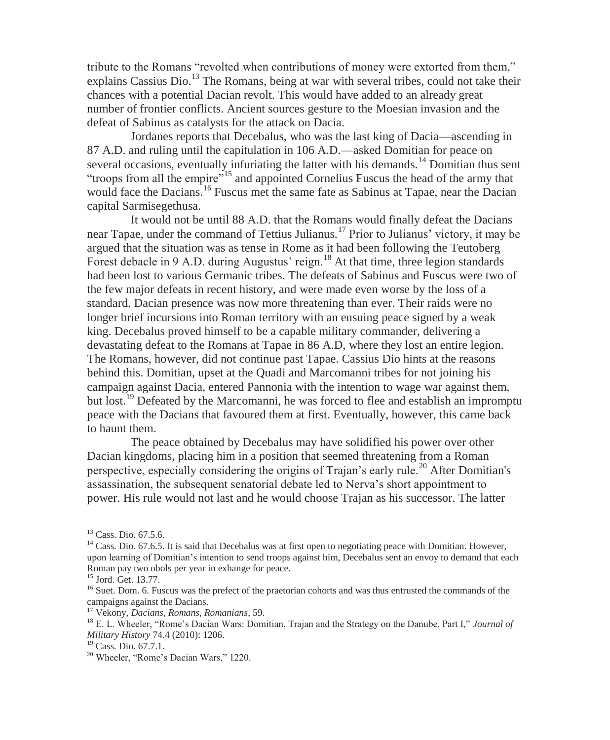tribute to the Romans "revolted when contributions of money were extorted from them," explains Cassius Dio.[13] The Romans, being at war with several tribes, could not take their chances with a potential Dacian revolt. This would have added to an already great number of frontier conflicts. Ancient sources gesture to the Moesian invasion and the defeat of Sabinus as catalysts for the attack on Dacia.

Jordanes reports that Decebalus, who was the last king of Dacia—ascending in 87 A.D. and ruling until the capitulation in 106 A.D.—asked Domitian for peace on several occasions, eventually infuriating the latter with his demands.[14] Domitian thus sent "troops from all the empire"[15] and appointed Cornelius Fuscus the head of the army that would face the Dacians.[16] Fuscus met the same fate as Sabinus at Tapae, near the Dacian capital Sarmisegethusa.

It would not be until 88 A.D. that the Romans would finally defeat the Dacians near Tapae, under the command of Tettius Julianus.[17] Prior to Julianus' victory, it may be argued that the situation was as tense in Rome as it had been following the Teutoberg Forest debacle in 9 A.D. during Augustus' reign.[18] At that time, three legion standards had been lost to various Germanic tribes. The defeats of Sabinus and Fuscus were two of the few major defeats in recent history, and were made even worse by the loss of a standard. Dacian presence was now more threatening than ever. Their raids were no longer brief incursions into Roman territory with an ensuing peace signed by a weak king. Decebalus proved himself to be a capable military commander, delivering a devastating defeat to the Romans at Tapae in 86 A.D, where they lost an entire legion. The Romans, however, did not continue past Tapae. Cassius Dio hints at the reasons behind this. Domitian, upset at the Quadi and Marcomanni tribes for not joining his campaign against Dacia, entered Pannonia with the intention to wage war against them, but lost.[19] Defeated by the Marcomanni, he was forced to flee and establish an impromptu peace with the Dacians that favoured them at first. Eventually, however, this came back to haunt them.

The peace obtained by Decebalus may have solidified his power over other Dacian kingdoms, placing him in a position that seemed threatening from a Roman perspective, especially considering the origins of Trajan's early rule.[20] After Domitian's assassination, the subsequent senatorial debate led to Nerva's short appointment to power. His rule would not last and he would choose Trajan as his successor. The latter

---

[13] Cass. Dio. 67.5.6.

[14] Cass. Dio. 67.6.5. It is said that Decebalus was at first open to negotiating peace with Domitian. However, upon learning of Domitian's intention to send troops against him, Decebalus sent an envoy to demand that each Roman pay two obols per year in exhange for peace.

[15] Jord. Get. 13.77.

[16] Suet. Dom. 6. Fuscus was the prefect of the praetorian cohorts and was thus entrusted the commands of the campaigns against the Dacians.

[17] Vekony, *Dacians, Romans, Romanians*, 59.

[18] E. L. Wheeler, "Rome's Dacian Wars: Domitian, Trajan and the Strategy on the Danube, Part I," *Journal of Military History* 74.4 (2010): 1206.

[19] Cass. Dio. 67.7.1.

[20] Wheeler, "Rome's Dacian Wars," 1220.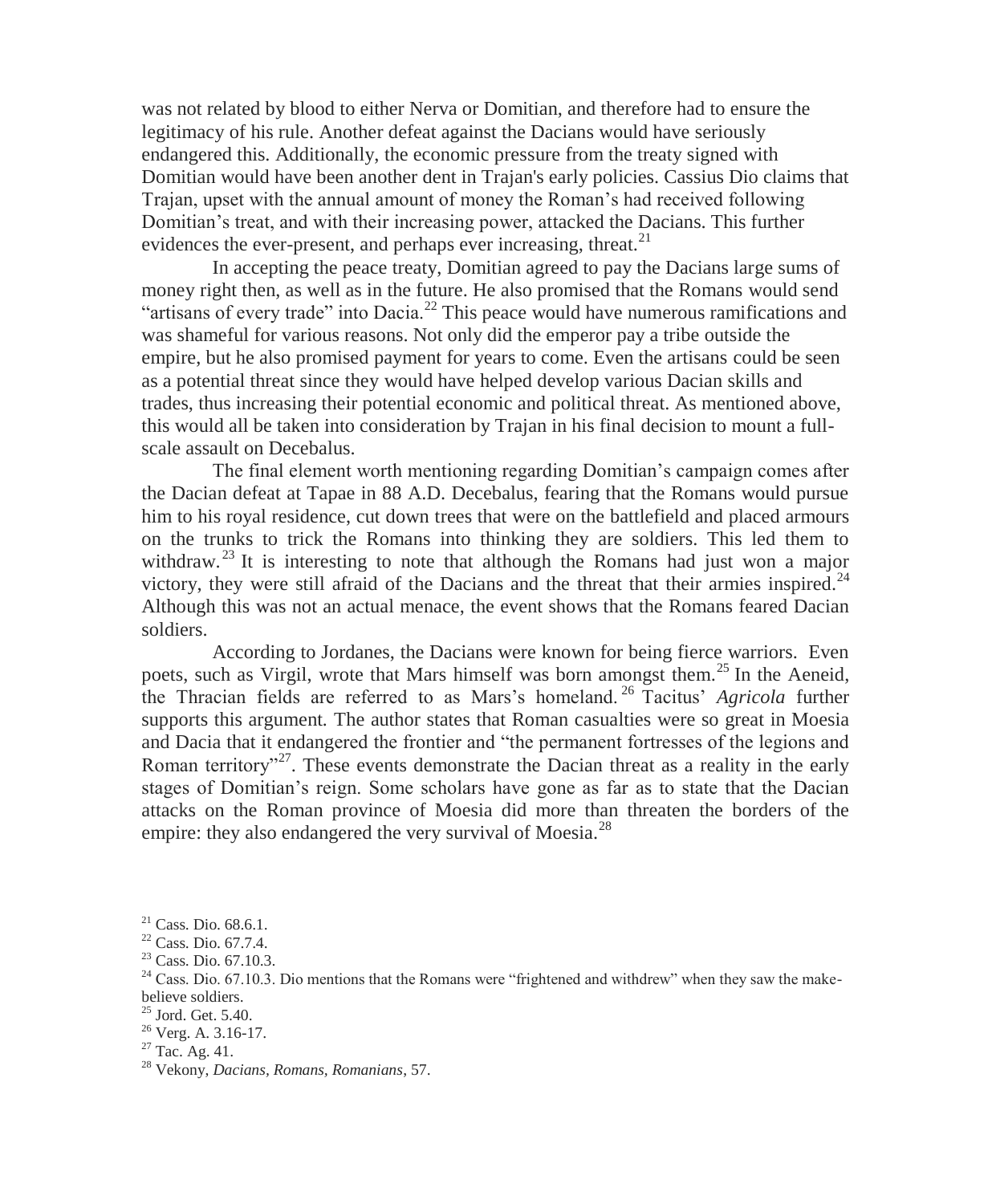was not related by blood to either Nerva or Domitian, and therefore had to ensure the legitimacy of his rule. Another defeat against the Dacians would have seriously endangered this. Additionally, the economic pressure from the treaty signed with Domitian would have been another dent in Trajan's early policies. Cassius Dio claims that Trajan, upset with the annual amount of money the Roman's had received following Domitian's treat, and with their increasing power, attacked the Dacians. This further evidences the ever-present, and perhaps ever increasing, threat.[21]

In accepting the peace treaty, Domitian agreed to pay the Dacians large sums of money right then, as well as in the future. He also promised that the Romans would send "artisans of every trade" into Dacia.[22] This peace would have numerous ramifications and was shameful for various reasons. Not only did the emperor pay a tribe outside the empire, but he also promised payment for years to come. Even the artisans could be seen as a potential threat since they would have helped develop various Dacian skills and trades, thus increasing their potential economic and political threat. As mentioned above, this would all be taken into consideration by Trajan in his final decision to mount a full-scale assault on Decebalus.

The final element worth mentioning regarding Domitian's campaign comes after the Dacian defeat at Tapae in 88 A.D. Decebalus, fearing that the Romans would pursue him to his royal residence, cut down trees that were on the battlefield and placed armours on the trunks to trick the Romans into thinking they are soldiers. This led them to withdraw.[23] It is interesting to note that although the Romans had just won a major victory, they were still afraid of the Dacians and the threat that their armies inspired.[24] Although this was not an actual menace, the event shows that the Romans feared Dacian soldiers.

According to Jordanes, the Dacians were known for being fierce warriors. Even poets, such as Virgil, wrote that Mars himself was born amongst them.[25] In the Aeneid, the Thracian fields are referred to as Mars's homeland.[26] Tacitus' *Agricola* further supports this argument. The author states that Roman casualties were so great in Moesia and Dacia that it endangered the frontier and "the permanent fortresses of the legions and Roman territory"[27]. These events demonstrate the Dacian threat as a reality in the early stages of Domitian's reign. Some scholars have gone as far as to state that the Dacian attacks on the Roman province of Moesia did more than threaten the borders of the empire: they also endangered the very survival of Moesia.[28]

[21] Cass. Dio. 68.6.1.

[22] Cass. Dio. 67.7.4.

[23] Cass. Dio. 67.10.3.

[24] Cass. Dio. 67.10.3. Dio mentions that the Romans were "frightened and withdrew" when they saw the make-believe soldiers.

[25] Jord. Get. 5.40.

[26] Verg. A. 3.16-17.

[27] Tac. Ag. 41.

[28] Vekony, *Dacians, Romans, Romanians*, 57.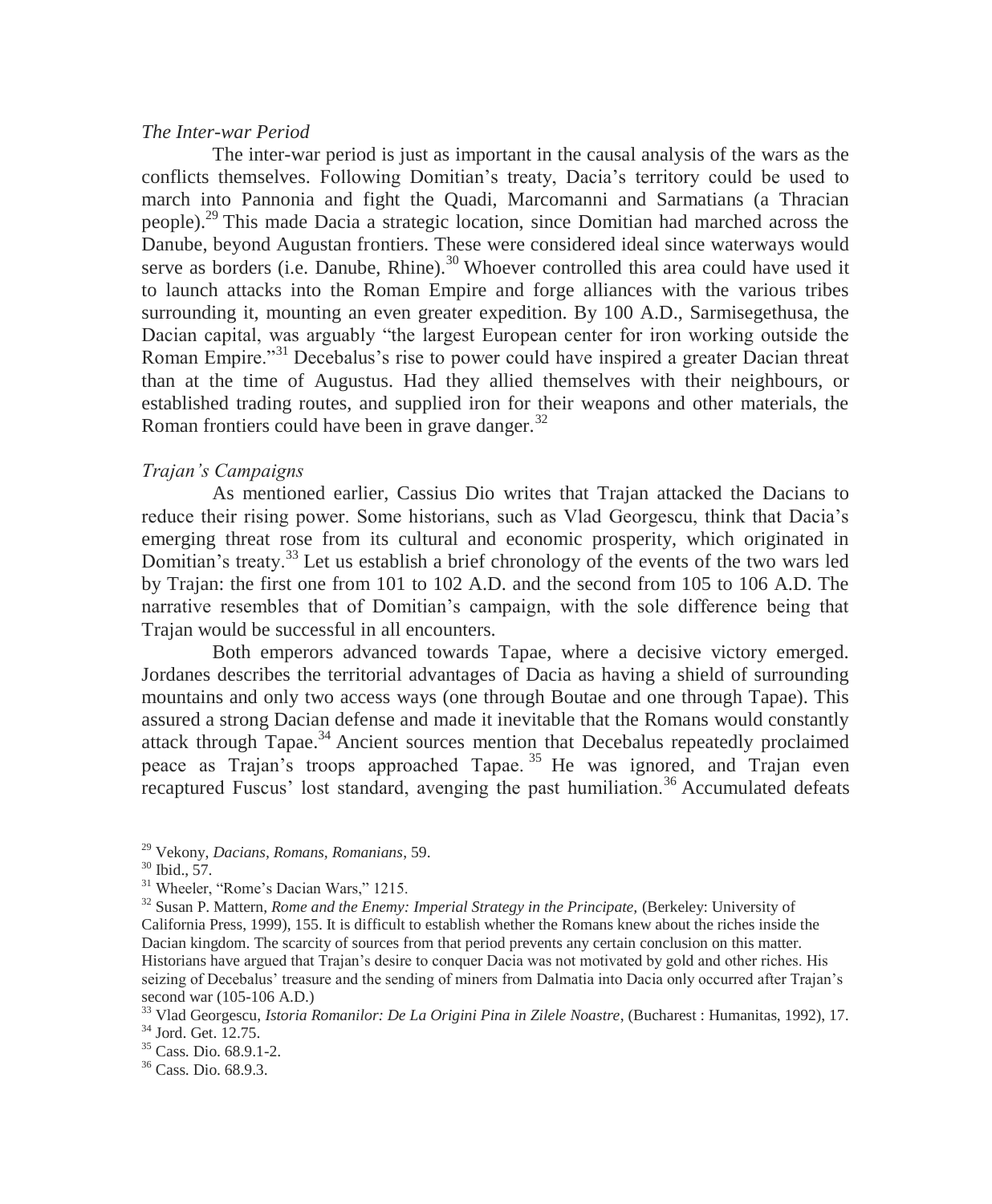*The Inter-war Period*

The inter-war period is just as important in the causal analysis of the wars as the conflicts themselves. Following Domitian's treaty, Dacia's territory could be used to march into Pannonia and fight the Quadi, Marcomanni and Sarmatians (a Thracian people).[29] This made Dacia a strategic location, since Domitian had marched across the Danube, beyond Augustan frontiers. These were considered ideal since waterways would serve as borders (i.e. Danube, Rhine).[30] Whoever controlled this area could have used it to launch attacks into the Roman Empire and forge alliances with the various tribes surrounding it, mounting an even greater expedition. By 100 A.D., Sarmisegethusa, the Dacian capital, was arguably "the largest European center for iron working outside the Roman Empire."[31] Decebalus's rise to power could have inspired a greater Dacian threat than at the time of Augustus. Had they allied themselves with their neighbours, or established trading routes, and supplied iron for their weapons and other materials, the Roman frontiers could have been in grave danger.[32]

*Trajan's Campaigns*

As mentioned earlier, Cassius Dio writes that Trajan attacked the Dacians to reduce their rising power. Some historians, such as Vlad Georgescu, think that Dacia's emerging threat rose from its cultural and economic prosperity, which originated in Domitian's treaty.[33] Let us establish a brief chronology of the events of the two wars led by Trajan: the first one from 101 to 102 A.D. and the second from 105 to 106 A.D. The narrative resembles that of Domitian's campaign, with the sole difference being that Trajan would be successful in all encounters.

Both emperors advanced towards Tapae, where a decisive victory emerged. Jordanes describes the territorial advantages of Dacia as having a shield of surrounding mountains and only two access ways (one through Boutae and one through Tapae). This assured a strong Dacian defense and made it inevitable that the Romans would constantly attack through Tapae.[34] Ancient sources mention that Decebalus repeatedly proclaimed peace as Trajan's troops approached Tapae.[35] He was ignored, and Trajan even recaptured Fuscus' lost standard, avenging the past humiliation.[36] Accumulated defeats

---

[29] Vekony, *Dacians, Romans, Romanians*, 59.

[30] Ibid., 57.

[31] Wheeler, "Rome's Dacian Wars," 1215.

[32] Susan P. Mattern, *Rome and the Enemy: Imperial Strategy in the Principate,* (Berkeley: University of California Press, 1999), 155. It is difficult to establish whether the Romans knew about the riches inside the Dacian kingdom. The scarcity of sources from that period prevents any certain conclusion on this matter. Historians have argued that Trajan's desire to conquer Dacia was not motivated by gold and other riches. His seizing of Decebalus' treasure and the sending of miners from Dalmatia into Dacia only occurred after Trajan's second war (105-106 A.D.)

[33] Vlad Georgescu, *Istoria Romanilor: De La Origini Pina in Zilele Noastre*, (Bucharest : Humanitas, 1992), 17.

[34] Jord. Get. 12.75.

[35] Cass. Dio. 68.9.1-2.

[36] Cass. Dio. 68.9.3.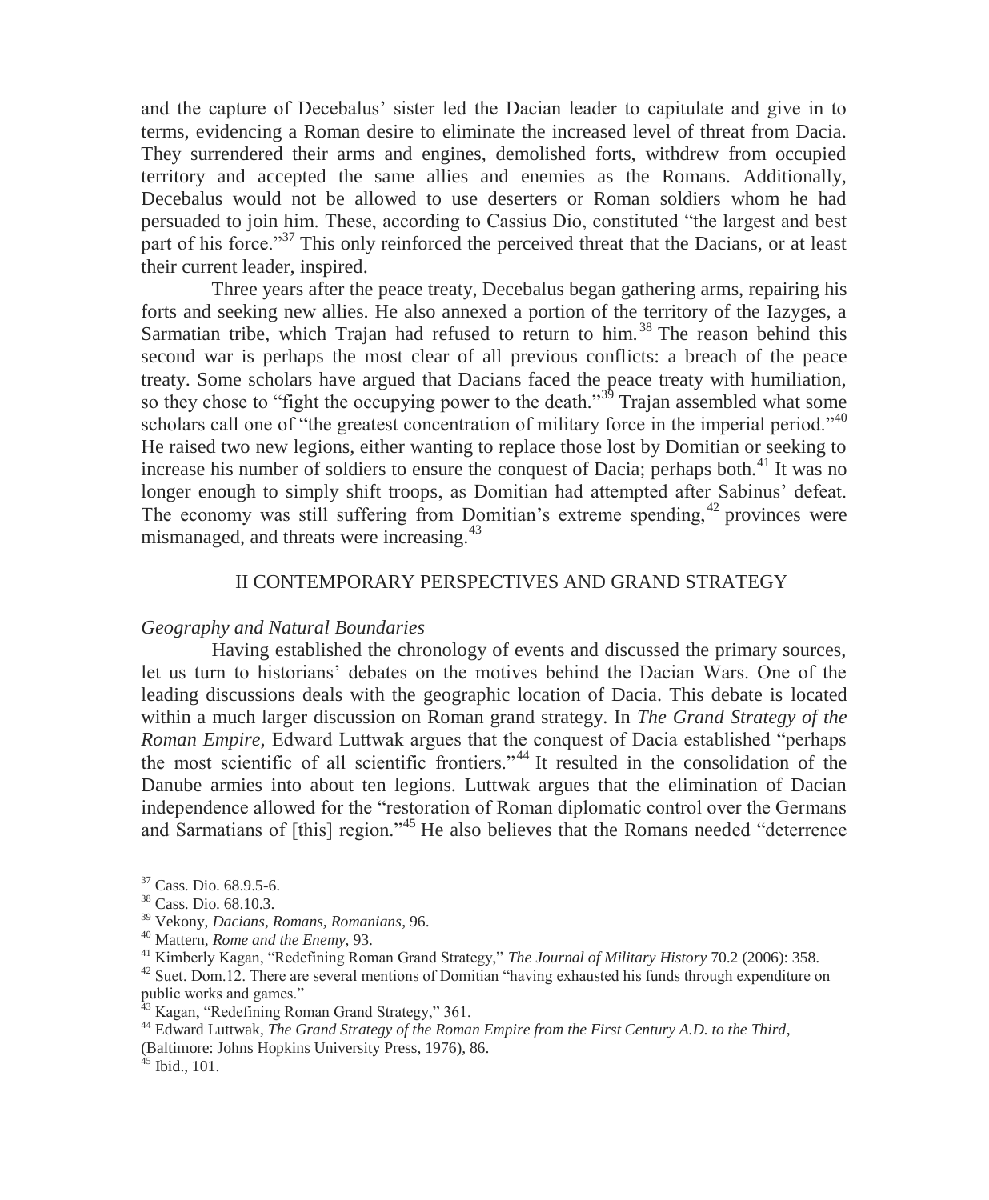and the capture of Decebalus' sister led the Dacian leader to capitulate and give in to terms, evidencing a Roman desire to eliminate the increased level of threat from Dacia. They surrendered their arms and engines, demolished forts, withdrew from occupied territory and accepted the same allies and enemies as the Romans. Additionally, Decebalus would not be allowed to use deserters or Roman soldiers whom he had persuaded to join him. These, according to Cassius Dio, constituted "the largest and best part of his force."[37] This only reinforced the perceived threat that the Dacians, or at least their current leader, inspired.

Three years after the peace treaty, Decebalus began gathering arms, repairing his forts and seeking new allies. He also annexed a portion of the territory of the Iazyges, a Sarmatian tribe, which Trajan had refused to return to him.[38] The reason behind this second war is perhaps the most clear of all previous conflicts: a breach of the peace treaty. Some scholars have argued that Dacians faced the peace treaty with humiliation, so they chose to "fight the occupying power to the death."[39] Trajan assembled what some scholars call one of "the greatest concentration of military force in the imperial period."[40] He raised two new legions, either wanting to replace those lost by Domitian or seeking to increase his number of soldiers to ensure the conquest of Dacia; perhaps both.[41] It was no longer enough to simply shift troops, as Domitian had attempted after Sabinus' defeat. The economy was still suffering from Domitian's extreme spending,[42] provinces were mismanaged, and threats were increasing.[43]

## II CONTEMPORARY PERSPECTIVES AND GRAND STRATEGY

### *Geography and Natural Boundaries*

Having established the chronology of events and discussed the primary sources, let us turn to historians' debates on the motives behind the Dacian Wars. One of the leading discussions deals with the geographic location of Dacia. This debate is located within a much larger discussion on Roman grand strategy. In *The Grand Strategy of the Roman Empire,* Edward Luttwak argues that the conquest of Dacia established "perhaps the most scientific of all scientific frontiers."[44] It resulted in the consolidation of the Danube armies into about ten legions. Luttwak argues that the elimination of Dacian independence allowed for the "restoration of Roman diplomatic control over the Germans and Sarmatians of [this] region."[45] He also believes that the Romans needed "deterrence

[37] Cass. Dio. 68.9.5-6.

[38] Cass. Dio. 68.10.3.

[39] Vekony, *Dacians, Romans, Romanians*, 96.

[40] Mattern, *Rome and the Enemy*, 93.

[41] Kimberly Kagan, "Redefining Roman Grand Strategy," *The Journal of Military History* 70.2 (2006): 358.

[42] Suet. Dom.12. There are several mentions of Domitian "having exhausted his funds through expenditure on public works and games."

[43] Kagan, "Redefining Roman Grand Strategy," 361.

[44] Edward Luttwak, *The Grand Strategy of the Roman Empire from the First Century A.D. to the Third*, (Baltimore: Johns Hopkins University Press, 1976), 86.

[45] Ibid., 101.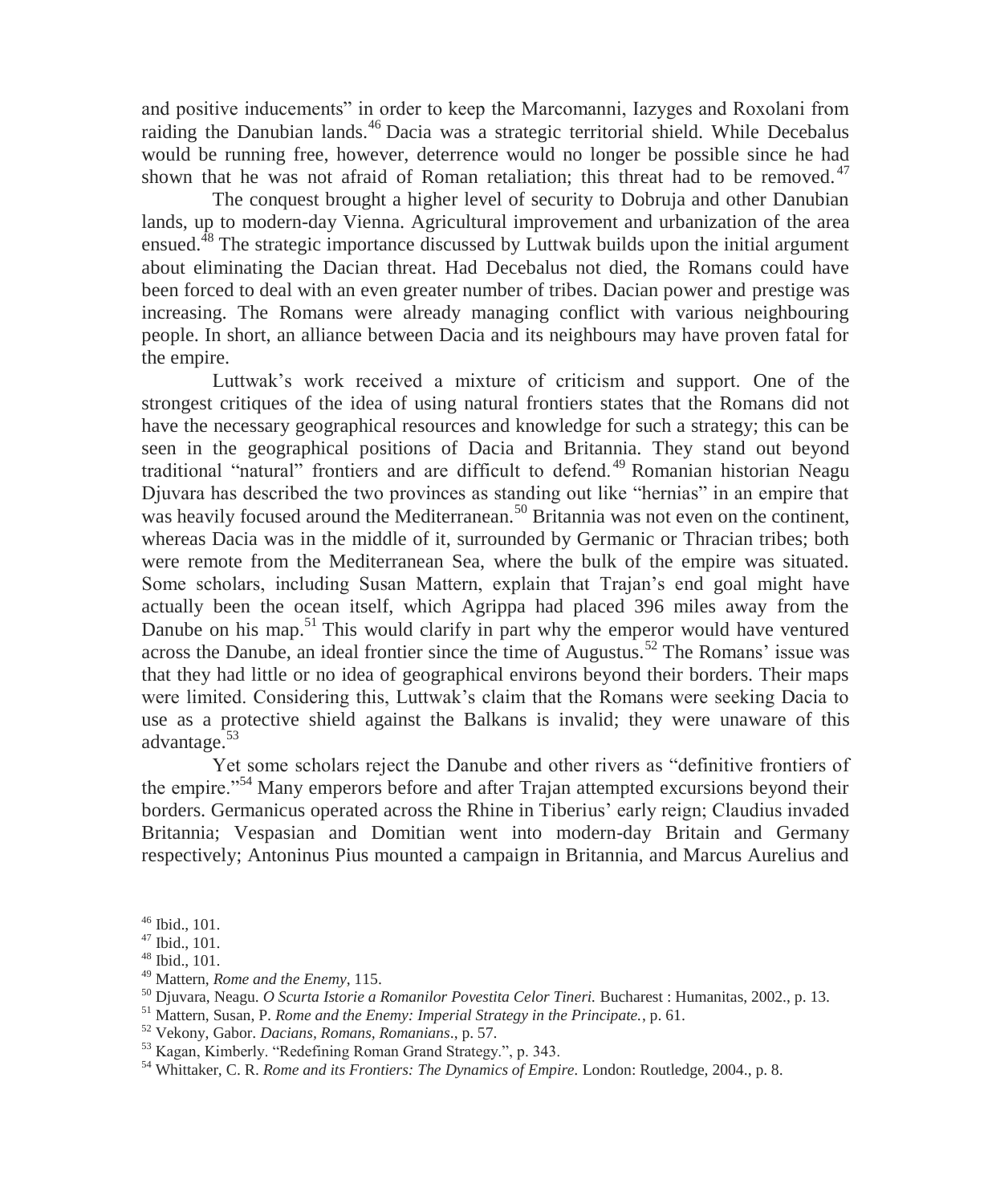and positive inducements" in order to keep the Marcomanni, Iazyges and Roxolani from raiding the Danubian lands.[46] Dacia was a strategic territorial shield. While Decebalus would be running free, however, deterrence would no longer be possible since he had shown that he was not afraid of Roman retaliation; this threat had to be removed.[47]

The conquest brought a higher level of security to Dobruja and other Danubian lands, up to modern-day Vienna. Agricultural improvement and urbanization of the area ensued.[48] The strategic importance discussed by Luttwak builds upon the initial argument about eliminating the Dacian threat. Had Decebalus not died, the Romans could have been forced to deal with an even greater number of tribes. Dacian power and prestige was increasing. The Romans were already managing conflict with various neighbouring people. In short, an alliance between Dacia and its neighbours may have proven fatal for the empire.

Luttwak's work received a mixture of criticism and support. One of the strongest critiques of the idea of using natural frontiers states that the Romans did not have the necessary geographical resources and knowledge for such a strategy; this can be seen in the geographical positions of Dacia and Britannia. They stand out beyond traditional "natural" frontiers and are difficult to defend.[49] Romanian historian Neagu Djuvara has described the two provinces as standing out like "hernias" in an empire that was heavily focused around the Mediterranean.[50] Britannia was not even on the continent, whereas Dacia was in the middle of it, surrounded by Germanic or Thracian tribes; both were remote from the Mediterranean Sea, where the bulk of the empire was situated. Some scholars, including Susan Mattern, explain that Trajan's end goal might have actually been the ocean itself, which Agrippa had placed 396 miles away from the Danube on his map.[51] This would clarify in part why the emperor would have ventured across the Danube, an ideal frontier since the time of Augustus.[52] The Romans' issue was that they had little or no idea of geographical environs beyond their borders. Their maps were limited. Considering this, Luttwak's claim that the Romans were seeking Dacia to use as a protective shield against the Balkans is invalid; they were unaware of this advantage.[53]

Yet some scholars reject the Danube and other rivers as "definitive frontiers of the empire."[54] Many emperors before and after Trajan attempted excursions beyond their borders. Germanicus operated across the Rhine in Tiberius' early reign; Claudius invaded Britannia; Vespasian and Domitian went into modern-day Britain and Germany respectively; Antoninus Pius mounted a campaign in Britannia, and Marcus Aurelius and

[46] Ibid., 101.

[47] Ibid., 101.

[48] Ibid., 101.

[49] Mattern, *Rome and the Enemy*, 115.

[50] Djuvara, Neagu. *O Scurta Istorie a Romanilor Povestita Celor Tineri.* Bucharest : Humanitas, 2002., p. 13.

[51] Mattern, Susan, P. *Rome and the Enemy: Imperial Strategy in the Principate.*, p. 61.

[52] Vekony, Gabor. *Dacians, Romans, Romanians*., p. 57.

[53] Kagan, Kimberly. "Redefining Roman Grand Strategy.", p. 343.

[54] Whittaker, C. R. *Rome and its Frontiers: The Dynamics of Empire.* London: Routledge, 2004., p. 8.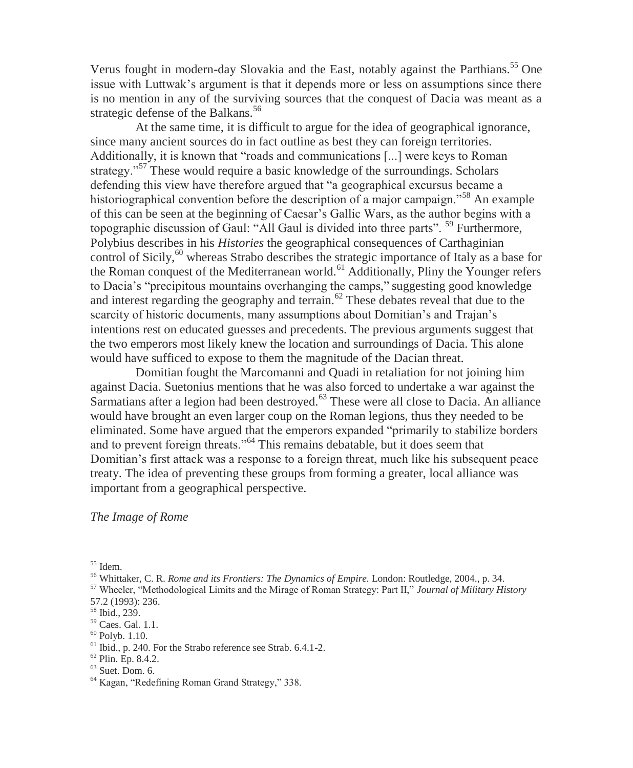Verus fought in modern-day Slovakia and the East, notably against the Parthians.[55] One issue with Luttwak's argument is that it depends more or less on assumptions since there is no mention in any of the surviving sources that the conquest of Dacia was meant as a strategic defense of the Balkans.[56]

At the same time, it is difficult to argue for the idea of geographical ignorance, since many ancient sources do in fact outline as best they can foreign territories. Additionally, it is known that "roads and communications [...] were keys to Roman strategy."[57] These would require a basic knowledge of the surroundings. Scholars defending this view have therefore argued that "a geographical excursus became a historiographical convention before the description of a major campaign."[58] An example of this can be seen at the beginning of Caesar's Gallic Wars, as the author begins with a topographic discussion of Gaul: "All Gaul is divided into three parts".[59] Furthermore, Polybius describes in his *Histories* the geographical consequences of Carthaginian control of Sicily,[60] whereas Strabo describes the strategic importance of Italy as a base for the Roman conquest of the Mediterranean world.[61] Additionally, Pliny the Younger refers to Dacia's "precipitous mountains overhanging the camps," suggesting good knowledge and interest regarding the geography and terrain.[62] These debates reveal that due to the scarcity of historic documents, many assumptions about Domitian's and Trajan's intentions rest on educated guesses and precedents. The previous arguments suggest that the two emperors most likely knew the location and surroundings of Dacia. This alone would have sufficed to expose to them the magnitude of the Dacian threat.

Domitian fought the Marcomanni and Quadi in retaliation for not joining him against Dacia. Suetonius mentions that he was also forced to undertake a war against the Sarmatians after a legion had been destroyed.[63] These were all close to Dacia. An alliance would have brought an even larger coup on the Roman legions, thus they needed to be eliminated. Some have argued that the emperors expanded "primarily to stabilize borders and to prevent foreign threats."[64] This remains debatable, but it does seem that Domitian's first attack was a response to a foreign threat, much like his subsequent peace treaty. The idea of preventing these groups from forming a greater, local alliance was important from a geographical perspective.

*The Image of Rome*

[55] Idem.

[56] Whittaker, C. R. *Rome and its Frontiers: The Dynamics of Empire.* London: Routledge, 2004., p. 34.

[57] Wheeler, "Methodological Limits and the Mirage of Roman Strategy: Part II," *Journal of Military History* 57.2 (1993): 236.

[58] Ibid., 239.

[59] Caes. Gal. 1.1.

[60] Polyb. 1.10.

[61] Ibid., p. 240. For the Strabo reference see Strab. 6.4.1-2.

[62] Plin. Ep. 8.4.2.

[63] Suet. Dom. 6.

[64] Kagan, "Redefining Roman Grand Strategy," 338.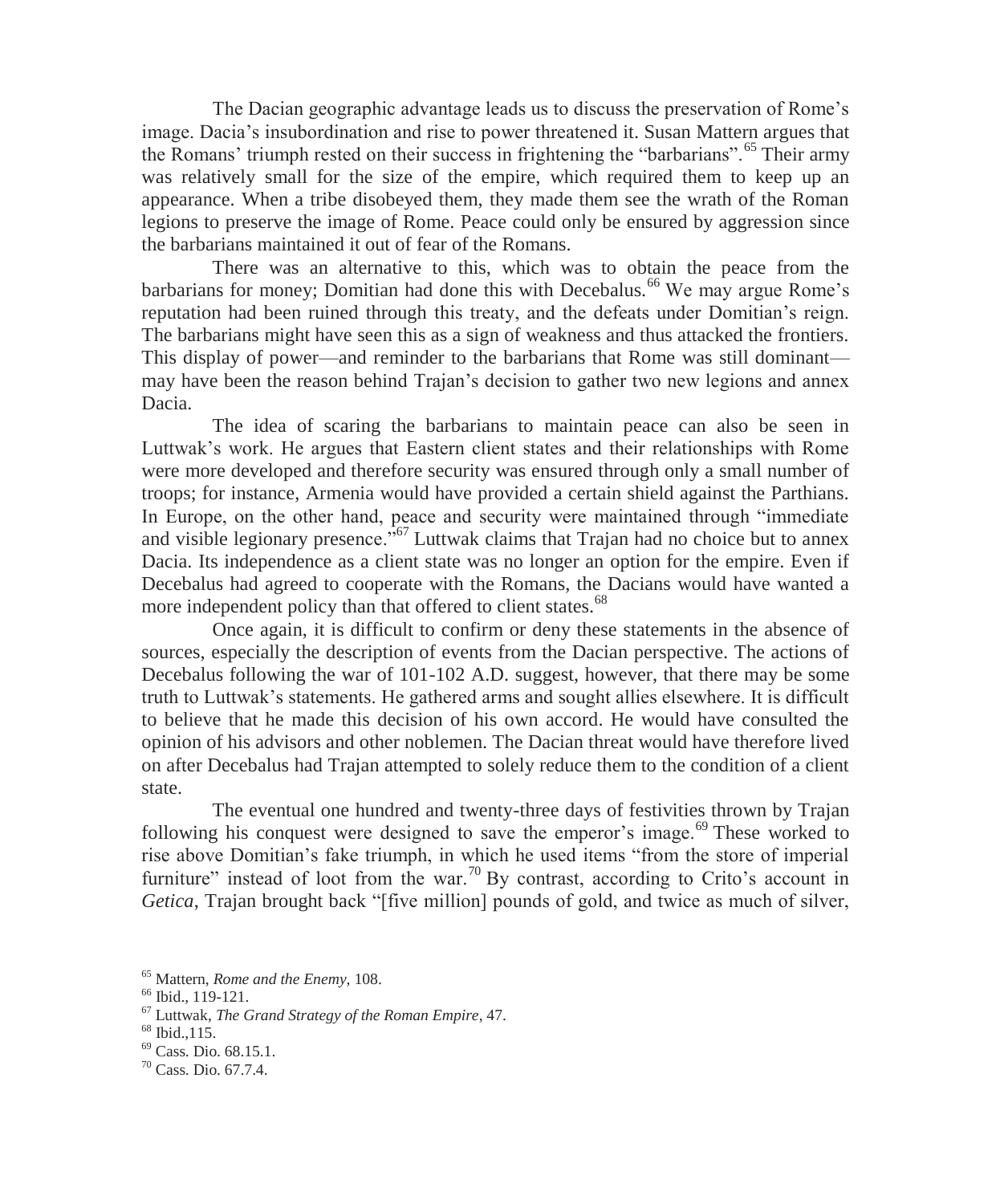The Dacian geographic advantage leads us to discuss the preservation of Rome's image. Dacia's insubordination and rise to power threatened it. Susan Mattern argues that the Romans' triumph rested on their success in frightening the "barbarians".[65] Their army was relatively small for the size of the empire, which required them to keep up an appearance. When a tribe disobeyed them, they made them see the wrath of the Roman legions to preserve the image of Rome. Peace could only be ensured by aggression since the barbarians maintained it out of fear of the Romans.

There was an alternative to this, which was to obtain the peace from the barbarians for money; Domitian had done this with Decebalus.[66] We may argue Rome's reputation had been ruined through this treaty, and the defeats under Domitian's reign. The barbarians might have seen this as a sign of weakness and thus attacked the frontiers. This display of power—and reminder to the barbarians that Rome was still dominant—may have been the reason behind Trajan's decision to gather two new legions and annex Dacia.

The idea of scaring the barbarians to maintain peace can also be seen in Luttwak's work. He argues that Eastern client states and their relationships with Rome were more developed and therefore security was ensured through only a small number of troops; for instance, Armenia would have provided a certain shield against the Parthians. In Europe, on the other hand, peace and security were maintained through "immediate and visible legionary presence."[67] Luttwak claims that Trajan had no choice but to annex Dacia. Its independence as a client state was no longer an option for the empire. Even if Decebalus had agreed to cooperate with the Romans, the Dacians would have wanted a more independent policy than that offered to client states.[68]

Once again, it is difficult to confirm or deny these statements in the absence of sources, especially the description of events from the Dacian perspective. The actions of Decebalus following the war of 101-102 A.D. suggest, however, that there may be some truth to Luttwak's statements. He gathered arms and sought allies elsewhere. It is difficult to believe that he made this decision of his own accord. He would have consulted the opinion of his advisors and other noblemen. The Dacian threat would have therefore lived on after Decebalus had Trajan attempted to solely reduce them to the condition of a client state.

The eventual one hundred and twenty-three days of festivities thrown by Trajan following his conquest were designed to save the emperor's image.[69] These worked to rise above Domitian's fake triumph, in which he used items "from the store of imperial furniture" instead of loot from the war.[70] By contrast, according to Crito's account in *Getica*, Trajan brought back "[five million] pounds of gold, and twice as much of silver,

[65] Mattern, *Rome and the Enemy*, 108.
[66] Ibid., 119-121.
[67] Luttwak, *The Grand Strategy of the Roman Empire*, 47.
[68] Ibid.,115.
[69] Cass. Dio. 68.15.1.
[70] Cass. Dio. 67.7.4.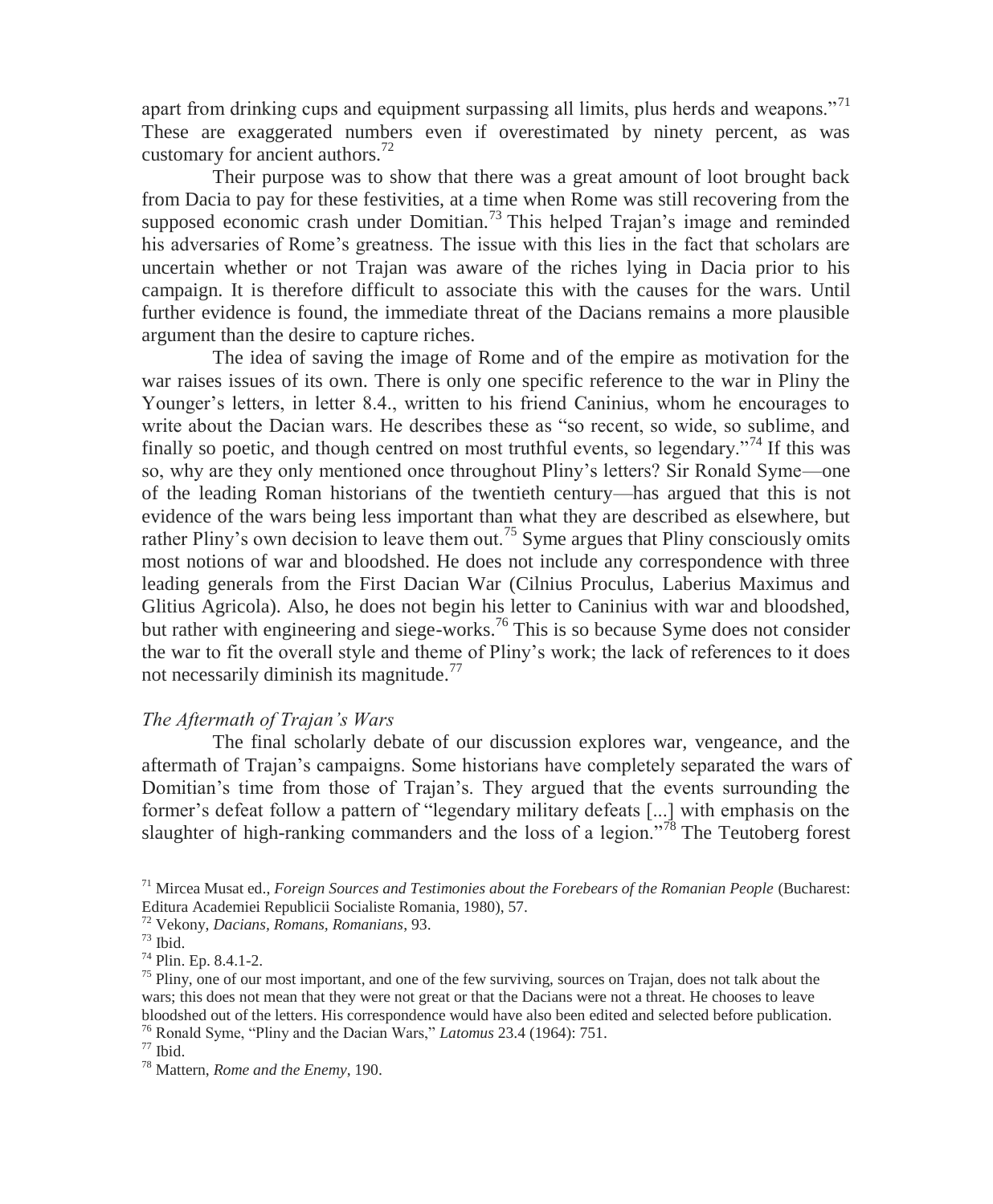apart from drinking cups and equipment surpassing all limits, plus herds and weapons."[71] These are exaggerated numbers even if overestimated by ninety percent, as was customary for ancient authors.[72]

Their purpose was to show that there was a great amount of loot brought back from Dacia to pay for these festivities, at a time when Rome was still recovering from the supposed economic crash under Domitian.[73] This helped Trajan's image and reminded his adversaries of Rome's greatness. The issue with this lies in the fact that scholars are uncertain whether or not Trajan was aware of the riches lying in Dacia prior to his campaign. It is therefore difficult to associate this with the causes for the wars. Until further evidence is found, the immediate threat of the Dacians remains a more plausible argument than the desire to capture riches.

The idea of saving the image of Rome and of the empire as motivation for the war raises issues of its own. There is only one specific reference to the war in Pliny the Younger's letters, in letter 8.4., written to his friend Caninius, whom he encourages to write about the Dacian wars. He describes these as "so recent, so wide, so sublime, and finally so poetic, and though centred on most truthful events, so legendary."[74] If this was so, why are they only mentioned once throughout Pliny's letters? Sir Ronald Syme—one of the leading Roman historians of the twentieth century—has argued that this is not evidence of the wars being less important than what they are described as elsewhere, but rather Pliny's own decision to leave them out.[75] Syme argues that Pliny consciously omits most notions of war and bloodshed. He does not include any correspondence with three leading generals from the First Dacian War (Cilnius Proculus, Laberius Maximus and Glitius Agricola). Also, he does not begin his letter to Caninius with war and bloodshed, but rather with engineering and siege-works.[76] This is so because Syme does not consider the war to fit the overall style and theme of Pliny's work; the lack of references to it does not necessarily diminish its magnitude.[77]

### *The Aftermath of Trajan's Wars*

The final scholarly debate of our discussion explores war, vengeance, and the aftermath of Trajan's campaigns. Some historians have completely separated the wars of Domitian's time from those of Trajan's. They argued that the events surrounding the former's defeat follow a pattern of "legendary military defeats [...] with emphasis on the slaughter of high-ranking commanders and the loss of a legion."[78] The Teutoberg forest

---

[71] Mircea Musat ed., *Foreign Sources and Testimonies about the Forebears of the Romanian People* (Bucharest: Editura Academiei Republicii Socialiste Romania, 1980), 57.

[72] Vekony, *Dacians, Romans, Romanians*, 93.

[73] Ibid.

[74] Plin. Ep. 8.4.1-2.

[75] Pliny, one of our most important, and one of the few surviving, sources on Trajan, does not talk about the wars; this does not mean that they were not great or that the Dacians were not a threat. He chooses to leave bloodshed out of the letters. His correspondence would have also been edited and selected before publication.

[76] Ronald Syme, "Pliny and the Dacian Wars," *Latomus* 23.4 (1964): 751.

[77] Ibid.

[78] Mattern, *Rome and the Enemy*, 190.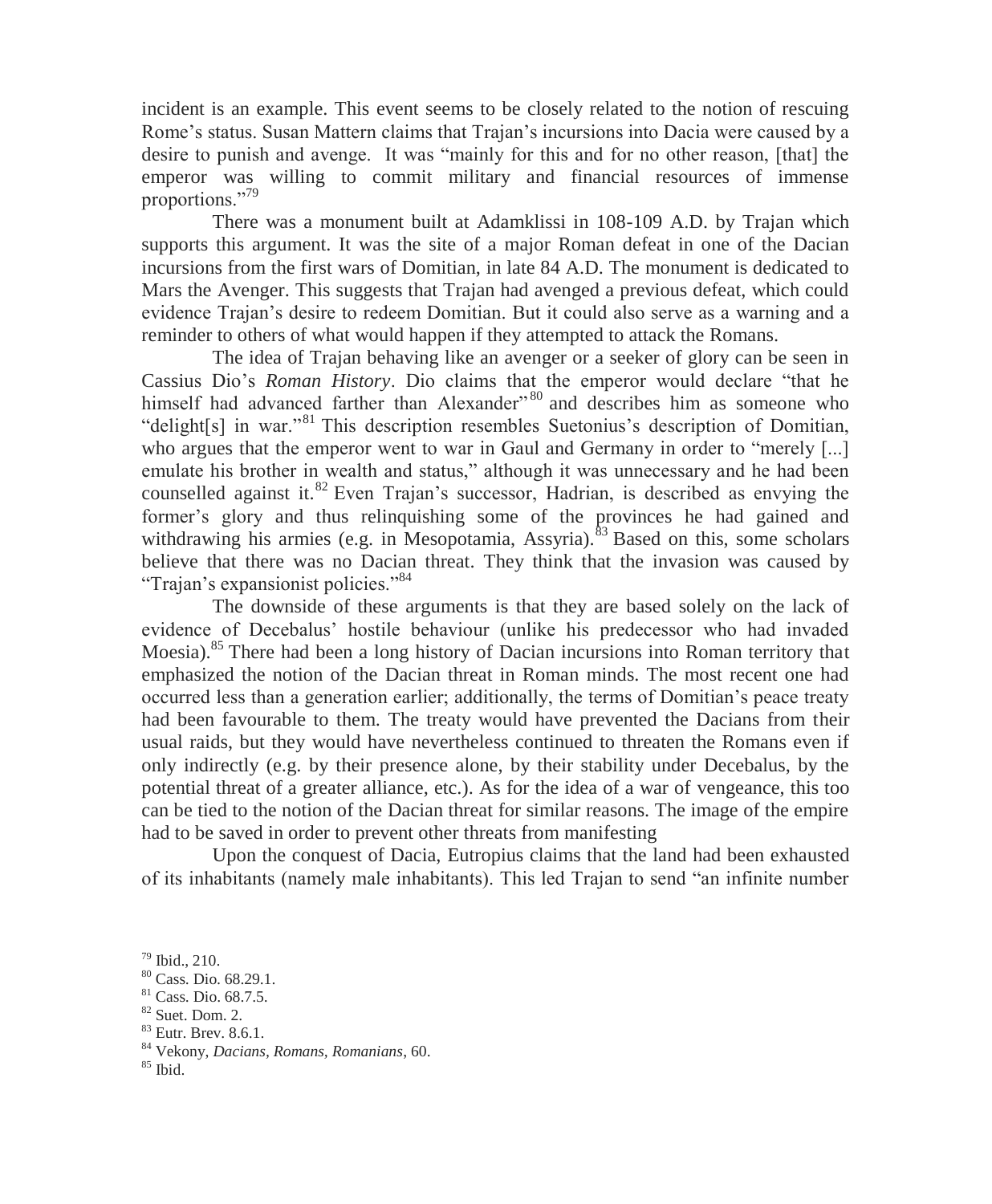incident is an example. This event seems to be closely related to the notion of rescuing Rome's status. Susan Mattern claims that Trajan's incursions into Dacia were caused by a desire to punish and avenge. It was "mainly for this and for no other reason, [that] the emperor was willing to commit military and financial resources of immense proportions."[79]

There was a monument built at Adamklissi in 108-109 A.D. by Trajan which supports this argument. It was the site of a major Roman defeat in one of the Dacian incursions from the first wars of Domitian, in late 84 A.D. The monument is dedicated to Mars the Avenger. This suggests that Trajan had avenged a previous defeat, which could evidence Trajan's desire to redeem Domitian. But it could also serve as a warning and a reminder to others of what would happen if they attempted to attack the Romans.

The idea of Trajan behaving like an avenger or a seeker of glory can be seen in Cassius Dio's *Roman History*. Dio claims that the emperor would declare "that he himself had advanced farther than Alexander"[80] and describes him as someone who "delight[s] in war."[81] This description resembles Suetonius's description of Domitian, who argues that the emperor went to war in Gaul and Germany in order to "merely [...] emulate his brother in wealth and status," although it was unnecessary and he had been counselled against it.[82] Even Trajan's successor, Hadrian, is described as envying the former's glory and thus relinquishing some of the provinces he had gained and withdrawing his armies (e.g. in Mesopotamia, Assyria).[83] Based on this, some scholars believe that there was no Dacian threat. They think that the invasion was caused by "Trajan's expansionist policies."[84]

The downside of these arguments is that they are based solely on the lack of evidence of Decebalus' hostile behaviour (unlike his predecessor who had invaded Moesia).[85] There had been a long history of Dacian incursions into Roman territory that emphasized the notion of the Dacian threat in Roman minds. The most recent one had occurred less than a generation earlier; additionally, the terms of Domitian's peace treaty had been favourable to them. The treaty would have prevented the Dacians from their usual raids, but they would have nevertheless continued to threaten the Romans even if only indirectly (e.g. by their presence alone, by their stability under Decebalus, by the potential threat of a greater alliance, etc.). As for the idea of a war of vengeance, this too can be tied to the notion of the Dacian threat for similar reasons. The image of the empire had to be saved in order to prevent other threats from manifesting

Upon the conquest of Dacia, Eutropius claims that the land had been exhausted of its inhabitants (namely male inhabitants). This led Trajan to send "an infinite number

[79] Ibid., 210.
[80] Cass. Dio. 68.29.1.
[81] Cass. Dio. 68.7.5.
[82] Suet. Dom. 2.
[83] Eutr. Brev. 8.6.1.
[84] Vekony, *Dacians, Romans, Romanians*, 60.
[85] Ibid.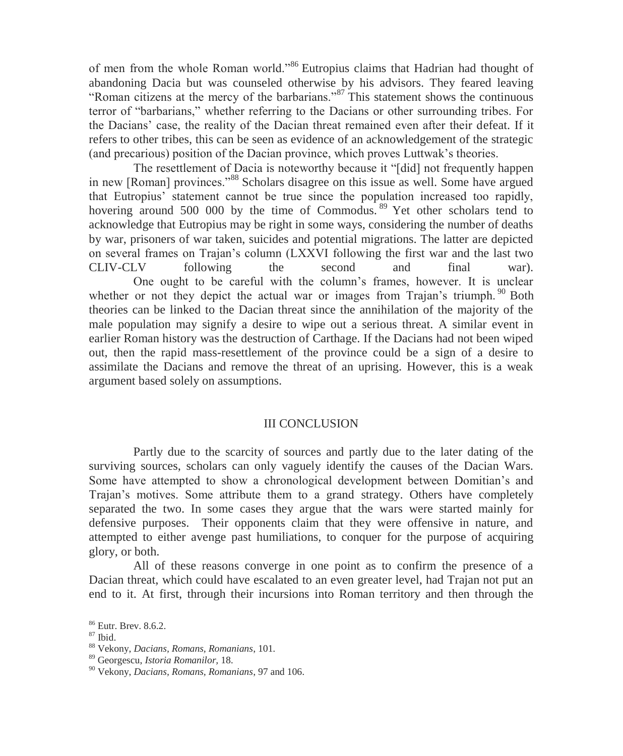of men from the whole Roman world."[86] Eutropius claims that Hadrian had thought of abandoning Dacia but was counseled otherwise by his advisors. They feared leaving "Roman citizens at the mercy of the barbarians."[87] This statement shows the continuous terror of "barbarians," whether referring to the Dacians or other surrounding tribes. For the Dacians' case, the reality of the Dacian threat remained even after their defeat. If it refers to other tribes, this can be seen as evidence of an acknowledgement of the strategic (and precarious) position of the Dacian province, which proves Luttwak's theories.

The resettlement of Dacia is noteworthy because it "[did] not frequently happen in new [Roman] provinces."[88] Scholars disagree on this issue as well. Some have argued that Eutropius' statement cannot be true since the population increased too rapidly, hovering around 500 000 by the time of Commodus.[89] Yet other scholars tend to acknowledge that Eutropius may be right in some ways, considering the number of deaths by war, prisoners of war taken, suicides and potential migrations. The latter are depicted on several frames on Trajan's column (LXXVI following the first war and the last two CLIV-CLV following the second and final war).

One ought to be careful with the column's frames, however. It is unclear whether or not they depict the actual war or images from Trajan's triumph.[90] Both theories can be linked to the Dacian threat since the annihilation of the majority of the male population may signify a desire to wipe out a serious threat. A similar event in earlier Roman history was the destruction of Carthage. If the Dacians had not been wiped out, then the rapid mass-resettlement of the province could be a sign of a desire to assimilate the Dacians and remove the threat of an uprising. However, this is a weak argument based solely on assumptions.

## III CONCLUSION

Partly due to the scarcity of sources and partly due to the later dating of the surviving sources, scholars can only vaguely identify the causes of the Dacian Wars. Some have attempted to show a chronological development between Domitian's and Trajan's motives. Some attribute them to a grand strategy. Others have completely separated the two. In some cases they argue that the wars were started mainly for defensive purposes. Their opponents claim that they were offensive in nature, and attempted to either avenge past humiliations, to conquer for the purpose of acquiring glory, or both.

All of these reasons converge in one point as to confirm the presence of a Dacian threat, which could have escalated to an even greater level, had Trajan not put an end to it. At first, through their incursions into Roman territory and then through the

[86] Eutr. Brev. 8.6.2.
[87] Ibid.
[88] Vekony, *Dacians, Romans, Romanians*, 101.
[89] Georgescu, *Istoria Romanilor*, 18.
[90] Vekony, *Dacians, Romans, Romanians*, 97 and 106.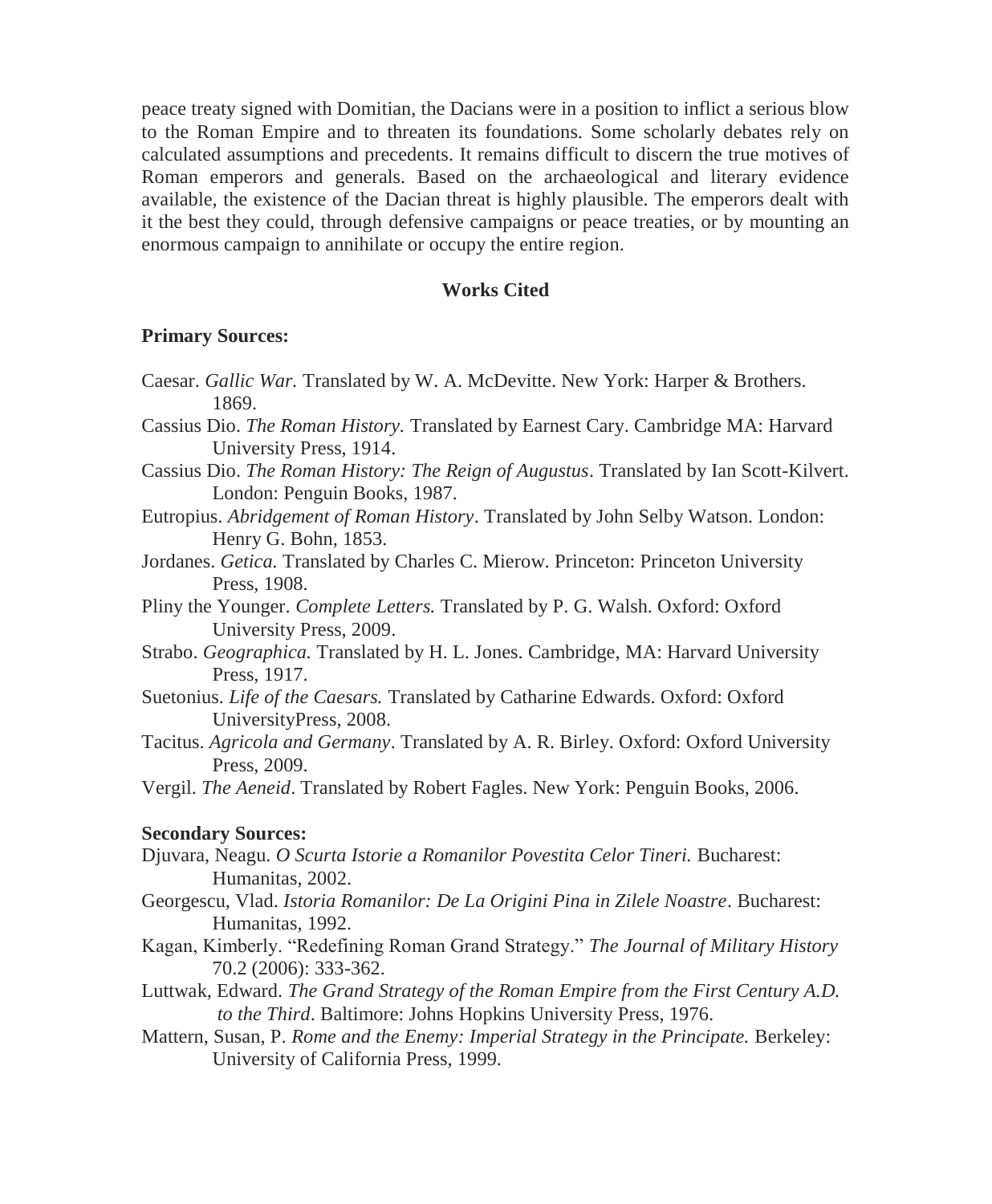peace treaty signed with Domitian, the Dacians were in a position to inflict a serious blow to the Roman Empire and to threaten its foundations. Some scholarly debates rely on calculated assumptions and precedents. It remains difficult to discern the true motives of Roman emperors and generals. Based on the archaeological and literary evidence available, the existence of the Dacian threat is highly plausible. The emperors dealt with it the best they could, through defensive campaigns or peace treaties, or by mounting an enormous campaign to annihilate or occupy the entire region.

## Works Cited

**Primary Sources:**

Caesar. *Gallic War.* Translated by W. A. McDevitte. New York: Harper & Brothers. 1869.

Cassius Dio. *The Roman History.* Translated by Earnest Cary. Cambridge MA: Harvard University Press, 1914.

Cassius Dio. *The Roman History: The Reign of Augustus*. Translated by Ian Scott-Kilvert. London: Penguin Books, 1987.

Eutropius. *Abridgement of Roman History*. Translated by John Selby Watson. London: Henry G. Bohn, 1853.

Jordanes. *Getica.* Translated by Charles C. Mierow. Princeton: Princeton University Press, 1908.

Pliny the Younger. *Complete Letters.* Translated by P. G. Walsh. Oxford: Oxford University Press, 2009.

Strabo. *Geographica.* Translated by H. L. Jones. Cambridge, MA: Harvard University Press, 1917.

Suetonius. *Life of the Caesars.* Translated by Catharine Edwards. Oxford: Oxford UniversityPress, 2008.

Tacitus. *Agricola and Germany*. Translated by A. R. Birley. Oxford: Oxford University Press, 2009.

Vergil. *The Aeneid*. Translated by Robert Fagles. New York: Penguin Books, 2006.

**Secondary Sources:**

Djuvara, Neagu. *O Scurta Istorie a Romanilor Povestita Celor Tineri.* Bucharest: Humanitas, 2002.

Georgescu, Vlad. *Istoria Romanilor: De La Origini Pina in Zilele Noastre*. Bucharest: Humanitas, 1992.

Kagan, Kimberly. "Redefining Roman Grand Strategy." *The Journal of Military History* 70.2 (2006): 333-362.

Luttwak, Edward. *The Grand Strategy of the Roman Empire from the First Century A.D. to the Third*. Baltimore: Johns Hopkins University Press, 1976.

Mattern, Susan, P. *Rome and the Enemy: Imperial Strategy in the Principate.* Berkeley: University of California Press, 1999.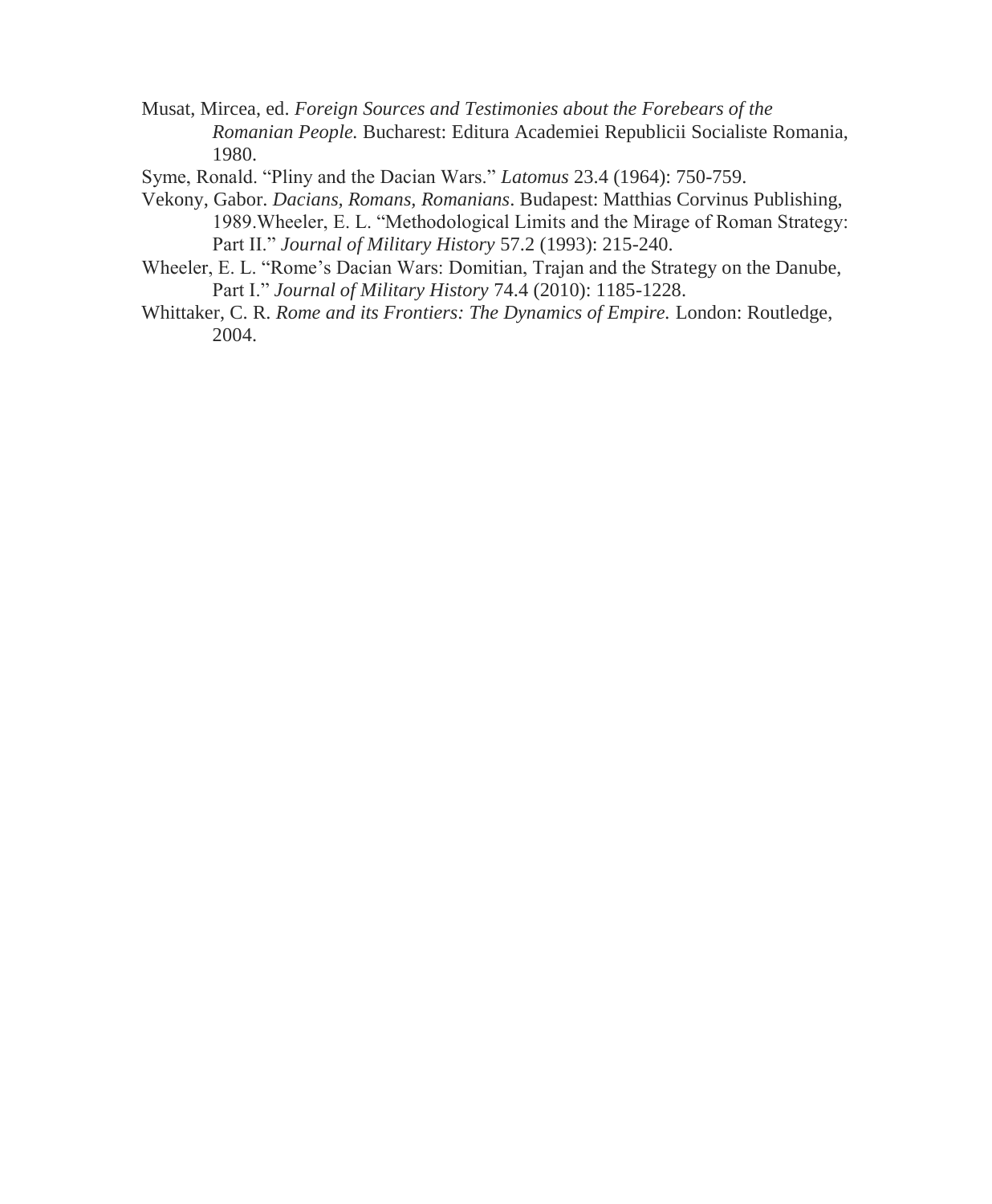Musat, Mircea, ed. *Foreign Sources and Testimonies about the Forebears of the Romanian People.* Bucharest: Editura Academiei Republicii Socialiste Romania, 1980.

Syme, Ronald. "Pliny and the Dacian Wars." *Latomus* 23.4 (1964): 750-759.

Vekony, Gabor. *Dacians, Romans, Romanians*. Budapest: Matthias Corvinus Publishing, 1989.Wheeler, E. L. "Methodological Limits and the Mirage of Roman Strategy: Part II." *Journal of Military History* 57.2 (1993): 215-240.

Wheeler, E. L. "Rome's Dacian Wars: Domitian, Trajan and the Strategy on the Danube, Part I." *Journal of Military History* 74.4 (2010): 1185-1228.

Whittaker, C. R. *Rome and its Frontiers: The Dynamics of Empire.* London: Routledge, 2004.